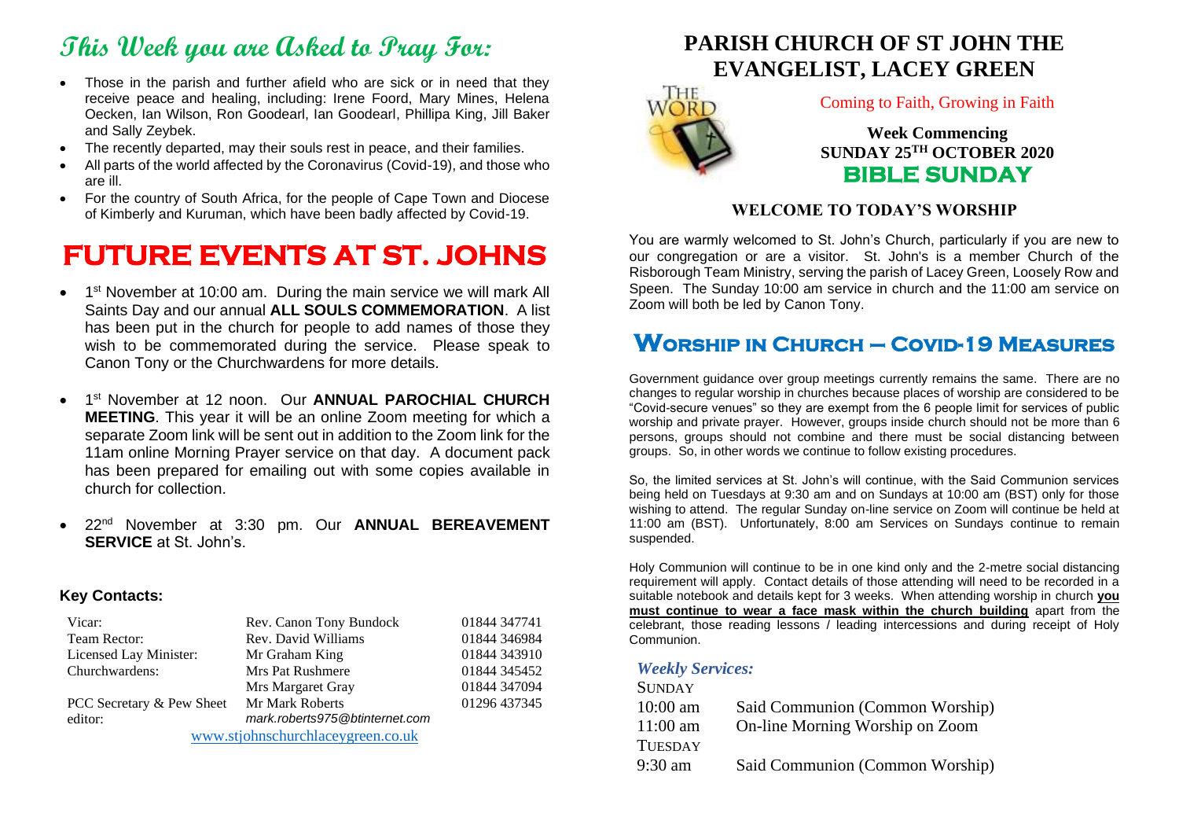# This Week you are Asked to Pray For:

- Those in the parish and further afield who are sick or in need that they receive peace and healing, including: Irene Foord, Mary Mines, Helena Oecken, Ian Wilson, Ron Goodearl, Ian Goodearl, Phillipa King, Jill Baker and Sally Zeybek.
- The recently departed, may their souls rest in peace, and their families.
- All parts of the world affected by the Coronavirus (Covid-19), and those who are ill.
- For the country of South Africa, for the people of Cape Town and Diocese of Kimberly and Kuruman, which have been badly affected by Covid-19.

# FUTURE EVENTS AT ST. JOHNS

- 1st November at 10:00 am. During the main service we will mark All Saints Day and our annual **ALL SOULS COMMEMORATION**. A list has been put in the church for people to add names of those they wish to be commemorated during the service. Please speak to Canon Tony or the Churchwardens for more details.
- 1st November at 12 noon. Our **ANNUAL PAROCHIAL CHURCH MEETING**. This year it will be an online Zoom meeting for which a separate Zoom link will be sent out in addition to the Zoom link for the 11am online Morning Prayer service on that day. A document pack has been prepared for emailing out with some copies available in church for collection.
- 22nd November at 3:30 pm. Our **ANNUAL BEREAVEMENT SERVICE** at St. John's.

### Key Contacts:

| | | |
|---|---|---|
| Vicar: | Rev. Canon Tony Bundock | 01844 347741 |
| Team Rector: | Rev. David Williams | 01844 346984 |
| Licensed Lay Minister: | Mr Graham King | 01844 343910 |
| Churchwardens: | Mrs Pat Rushmere | 01844 345452 |
| | Mrs Margaret Gray | 01844 347094 |
| PCC Secretary & Pew Sheet editor: | Mr Mark Roberts *mark.roberts975@btinternet.com* | 01296 437345 |

www.stjohnschurchlaceygreen.co.uk

# PARISH CHURCH OF ST JOHN THE EVANGELIST, LACEY GREEN

Coming to Faith, Growing in Faith

**Week Commencing**
**SUNDAY 25TH OCTOBER 2020**
**BIBLE SUNDAY**

## WELCOME TO TODAY'S WORSHIP

You are warmly welcomed to St. John's Church, particularly if you are new to our congregation or are a visitor. St. John's is a member Church of the Risborough Team Ministry, serving the parish of Lacey Green, Loosely Row and Speen. The Sunday 10:00 am service in church and the 11:00 am service on Zoom will both be led by Canon Tony.

## Worship in Church – Covid-19 Measures

Government guidance over group meetings currently remains the same. There are no changes to regular worship in churches because places of worship are considered to be "Covid-secure venues" so they are exempt from the 6 people limit for services of public worship and private prayer. However, groups inside church should not be more than 6 persons, groups should not combine and there must be social distancing between groups. So, in other words we continue to follow existing procedures.

So, the limited services at St. John's will continue, with the Said Communion services being held on Tuesdays at 9:30 am and on Sundays at 10:00 am (BST) only for those wishing to attend. The regular Sunday on-line service on Zoom will continue be held at 11:00 am (BST). Unfortunately, 8:00 am Services on Sundays continue to remain suspended.

Holy Communion will continue to be in one kind only and the 2-metre social distancing requirement will apply. Contact details of those attending will need to be recorded in a suitable notebook and details kept for 3 weeks. When attending worship in church **<u>you must continue to wear a face mask within the church building</u>** apart from the celebrant, those reading lessons / leading intercessions and during receipt of Holy Communion.

### *Weekly Services:*

SUNDAY

| | |
|---|---|
| 10:00 am | Said Communion (Common Worship) |
| 11:00 am | On-line Morning Worship on Zoom |

TUESDAY

| | |
|---|---|
| 9:30 am | Said Communion (Common Worship) |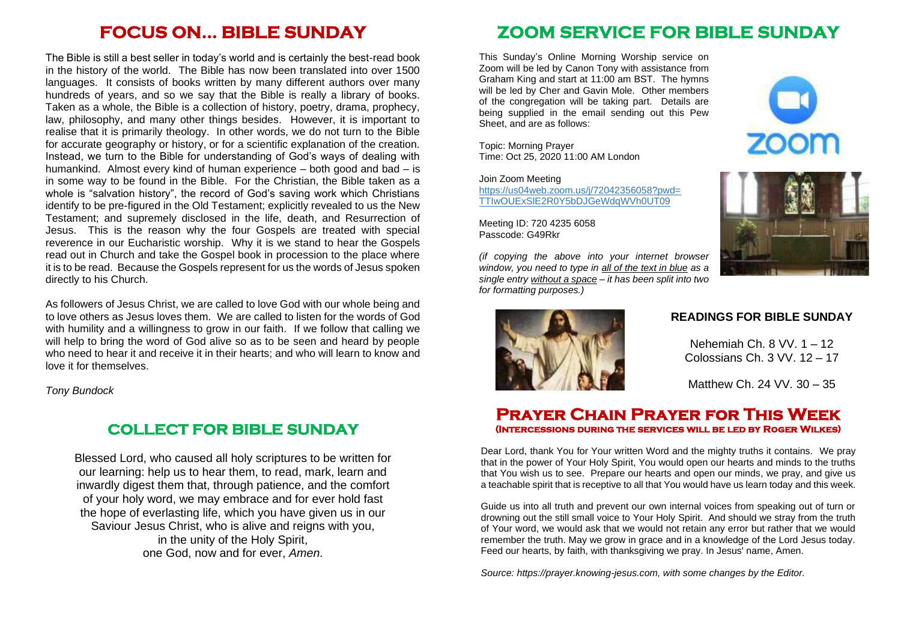# FOCUS ON… BIBLE SUNDAY

The Bible is still a best seller in today's world and is certainly the best-read book in the history of the world. The Bible has now been translated into over 1500 languages. It consists of books written by many different authors over many hundreds of years, and so we say that the Bible is really a library of books. Taken as a whole, the Bible is a collection of history, poetry, drama, prophecy, law, philosophy, and many other things besides. However, it is important to realise that it is primarily theology. In other words, we do not turn to the Bible for accurate geography or history, or for a scientific explanation of the creation. Instead, we turn to the Bible for understanding of God's ways of dealing with humankind. Almost every kind of human experience – both good and bad – is in some way to be found in the Bible. For the Christian, the Bible taken as a whole is "salvation history", the record of God's saving work which Christians identify to be pre-figured in the Old Testament; explicitly revealed to us the New Testament; and supremely disclosed in the life, death, and Resurrection of Jesus. This is the reason why the four Gospels are treated with special reverence in our Eucharistic worship. Why it is we stand to hear the Gospels read out in Church and take the Gospel book in procession to the place where it is to be read. Because the Gospels represent for us the words of Jesus spoken directly to his Church.

As followers of Jesus Christ, we are called to love God with our whole being and to love others as Jesus loves them. We are called to listen for the words of God with humility and a willingness to grow in our faith. If we follow that calling we will help to bring the word of God alive so as to be seen and heard by people who need to hear it and receive it in their hearts; and who will learn to know and love it for themselves.

*Tony Bundock*

## COLLECT FOR BIBLE SUNDAY

Blessed Lord, who caused all holy scriptures to be written for our learning: help us to hear them, to read, mark, learn and inwardly digest them that, through patience, and the comfort of your holy word, we may embrace and for ever hold fast the hope of everlasting life, which you have given us in our Saviour Jesus Christ, who is alive and reigns with you, in the unity of the Holy Spirit, one God, now and for ever, *Amen*.

# ZOOM SERVICE FOR BIBLE SUNDAY

This Sunday's Online Morning Worship service on Zoom will be led by Canon Tony with assistance from Graham King and start at 11:00 am BST. The hymns will be led by Cher and Gavin Mole. Other members of the congregation will be taking part. Details are being supplied in the email sending out this Pew Sheet, and are as follows:

Topic: Morning Prayer
Time: Oct 25, 2020 11:00 AM London

Join Zoom Meeting
https://us04web.zoom.us/j/72042356058?pwd=
TTIwOUExSlE2R0Y5bDJGeWdqWVh0UT09

Meeting ID: 720 4235 6058
Passcode: G49Rkr

*(if copying the above into your internet browser window, you need to type in all of the text in blue as a single entry without a space – it has been split into two for formatting purposes.)*

### READINGS FOR BIBLE SUNDAY

Nehemiah Ch. 8 VV. 1 – 12
Colossians Ch. 3 VV. 12 – 17

Matthew Ch. 24 VV. 30 – 35

## Prayer Chain Prayer for This Week

**(Intercessions during the services will be led by Roger Wilkes)**

Dear Lord, thank You for Your written Word and the mighty truths it contains. We pray that in the power of Your Holy Spirit, You would open our hearts and minds to the truths that You wish us to see. Prepare our hearts and open our minds, we pray, and give us a teachable spirit that is receptive to all that You would have us learn today and this week.

Guide us into all truth and prevent our own internal voices from speaking out of turn or drowning out the still small voice to Your Holy Spirit. And should we stray from the truth of Your word, we would ask that we would not retain any error but rather that we would remember the truth. May we grow in grace and in a knowledge of the Lord Jesus today. Feed our hearts, by faith, with thanksgiving we pray. In Jesus' name, Amen.

*Source: https://prayer.knowing-jesus.com, with some changes by the Editor.*